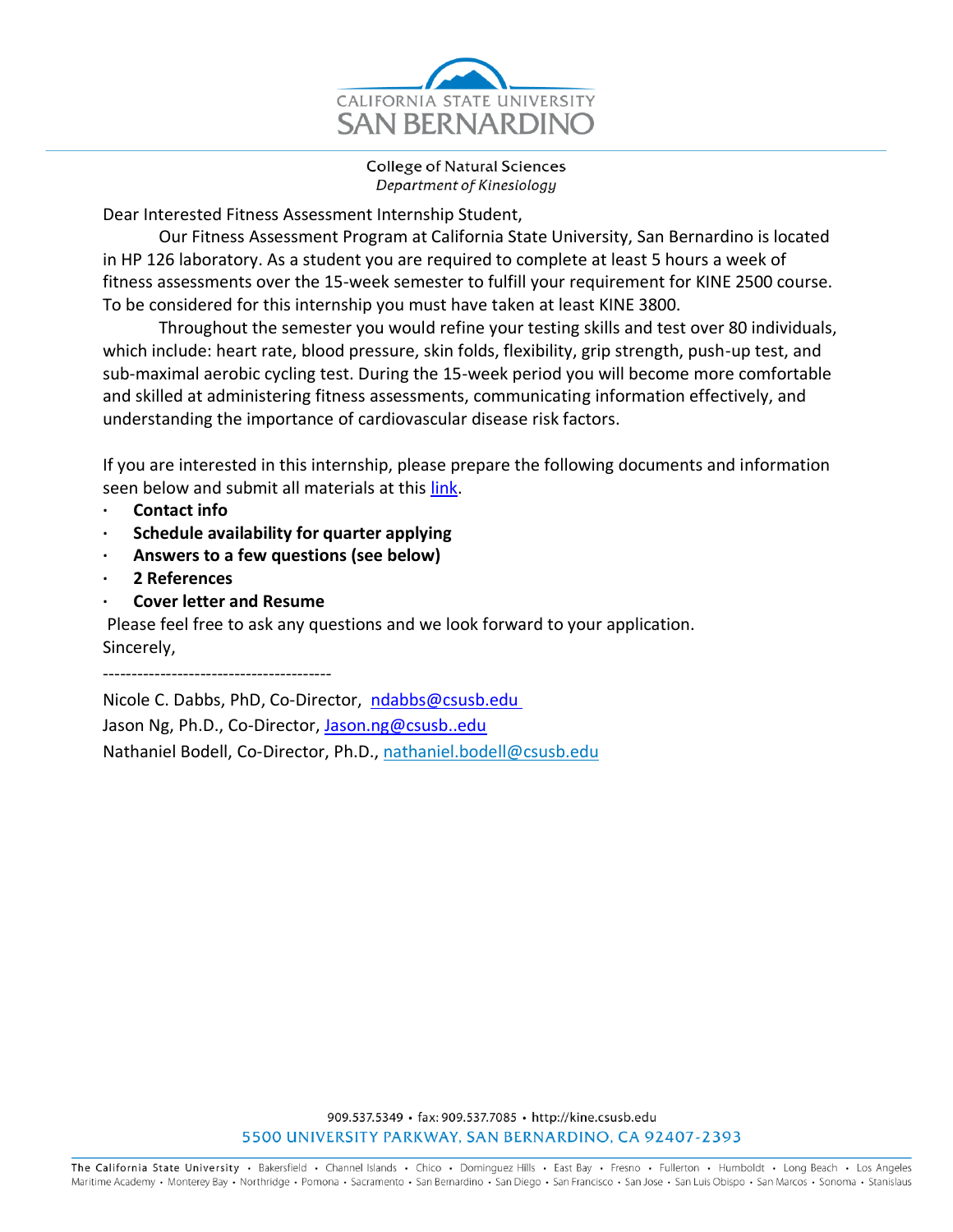CALIFORNIA STATE UNIVERSITY
SAN BERNARDINO

College of Natural Sciences
*Department of Kinesiology*

Dear Interested Fitness Assessment Internship Student,

Our Fitness Assessment Program at California State University, San Bernardino is located in HP 126 laboratory. As a student you are required to complete at least 5 hours a week of fitness assessments over the 15-week semester to fulfill your requirement for KINE 2500 course. To be considered for this internship you must have taken at least KINE 3800.

Throughout the semester you would refine your testing skills and test over 80 individuals, which include: heart rate, blood pressure, skin folds, flexibility, grip strength, push-up test, and sub-maximal aerobic cycling test. During the 15-week period you will become more comfortable and skilled at administering fitness assessments, communicating information effectively, and understanding the importance of cardiovascular disease risk factors.

If you are interested in this internship, please prepare the following documents and information seen below and submit all materials at this link.

- **Contact info**
- **Schedule availability for quarter applying**
- **Answers to a few questions (see below)**
- **2 References**
- **Cover letter and Resume**

Please feel free to ask any questions and we look forward to your application.

Sincerely,

----------------------------------------

Nicole C. Dabbs, PhD, Co-Director, ndabbs@csusb.edu
Jason Ng, Ph.D., Co-Director, Jason.ng@csusb..edu
Nathaniel Bodell, Co-Director, Ph.D., nathaniel.bodell@csusb.edu

909.537.5349 • fax: 909.537.7085 • http://kine.csusb.edu
5500 UNIVERSITY PARKWAY, SAN BERNARDINO, CA 92407-2393

The California State University • Bakersfield • Channel Islands • Chico • Dominguez Hills • East Bay • Fresno • Fullerton • Humboldt • Long Beach • Los Angeles
Maritime Academy • Monterey Bay • Northridge • Pomona • Sacramento • San Bernardino • San Diego • San Francisco • San Jose • San Luis Obispo • San Marcos • Sonoma • Stanislaus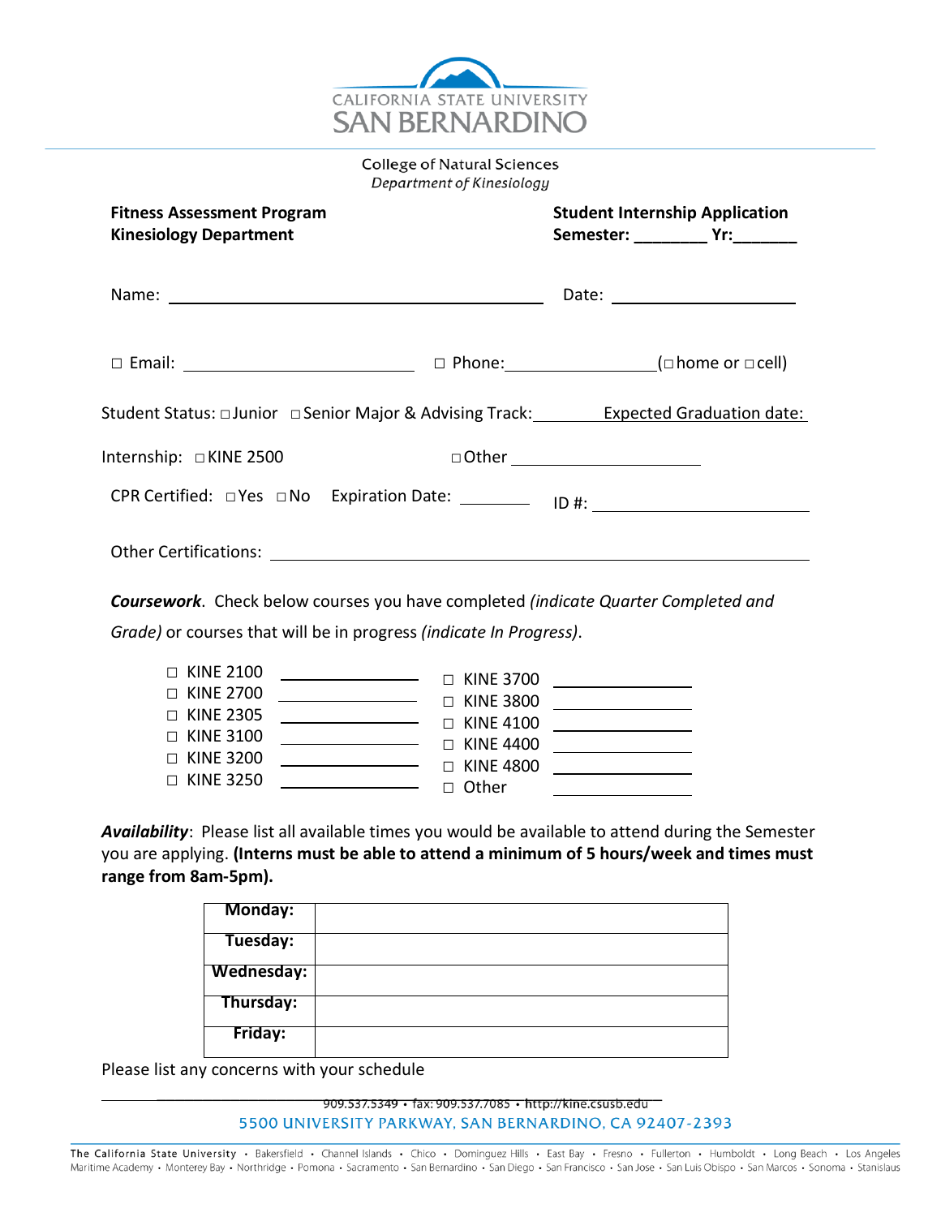CALIFORNIA STATE UNIVERSITY
SAN BERNARDINO

College of Natural Sciences
*Department of Kinesiology*

**Fitness Assessment Program**
**Kinesiology Department**

**Student Internship Application**
**Semester: ________ Yr:_______**

Name: ________________________________________ Date: ____________________

☐ Email: __________________________ ☐ Phone:________________(☐home or ☐cell)

Student Status: ☐Junior ☐Senior Major & Advising Track:________ Expected Graduation date:

Internship: ☐KINE 2500 ☐Other ______________________

CPR Certified: ☐Yes ☐No Expiration Date: ________ ID #: ________________________

Other Certifications: ______________________________________________________________

***Coursework***. Check below courses you have completed *(indicate Quarter Completed and Grade)* or courses that will be in progress *(indicate In Progress)*.

☐ KINE 2100 ________________
☐ KINE 2700 ________________
☐ KINE 2305 ________________
☐ KINE 3100 ________________
☐ KINE 3200 ________________
☐ KINE 3250 ________________
☐ KINE 3700 ________________
☐ KINE 3800 ________________
☐ KINE 4100 ________________
☐ KINE 4400 ________________
☐ KINE 4800 ________________
☐ Other ________________

***Availability***: Please list all available times you would be available to attend during the Semester you are applying. **(Interns must be able to attend a minimum of 5 hours/week and times must range from 8am-5pm).**

| | |
|---|---|
| **Monday:** | |
| **Tuesday:** | |
| **Wednesday:** | |
| **Thursday:** | |
| **Friday:** | |

Please list any concerns with your schedule

______________________________________________________________

909.537.5349 • fax: 909.537.7085 • http://kine.csusb.edu
5500 UNIVERSITY PARKWAY, SAN BERNARDINO, CA 92407-2393

The California State University • Bakersfield • Channel Islands • Chico • Dominguez Hills • East Bay • Fresno • Fullerton • Humboldt • Long Beach • Los Angeles Maritime Academy • Monterey Bay • Northridge • Pomona • Sacramento • San Bernardino • San Diego • San Francisco • San Jose • San Luis Obispo • San Marcos • Sonoma • Stanislaus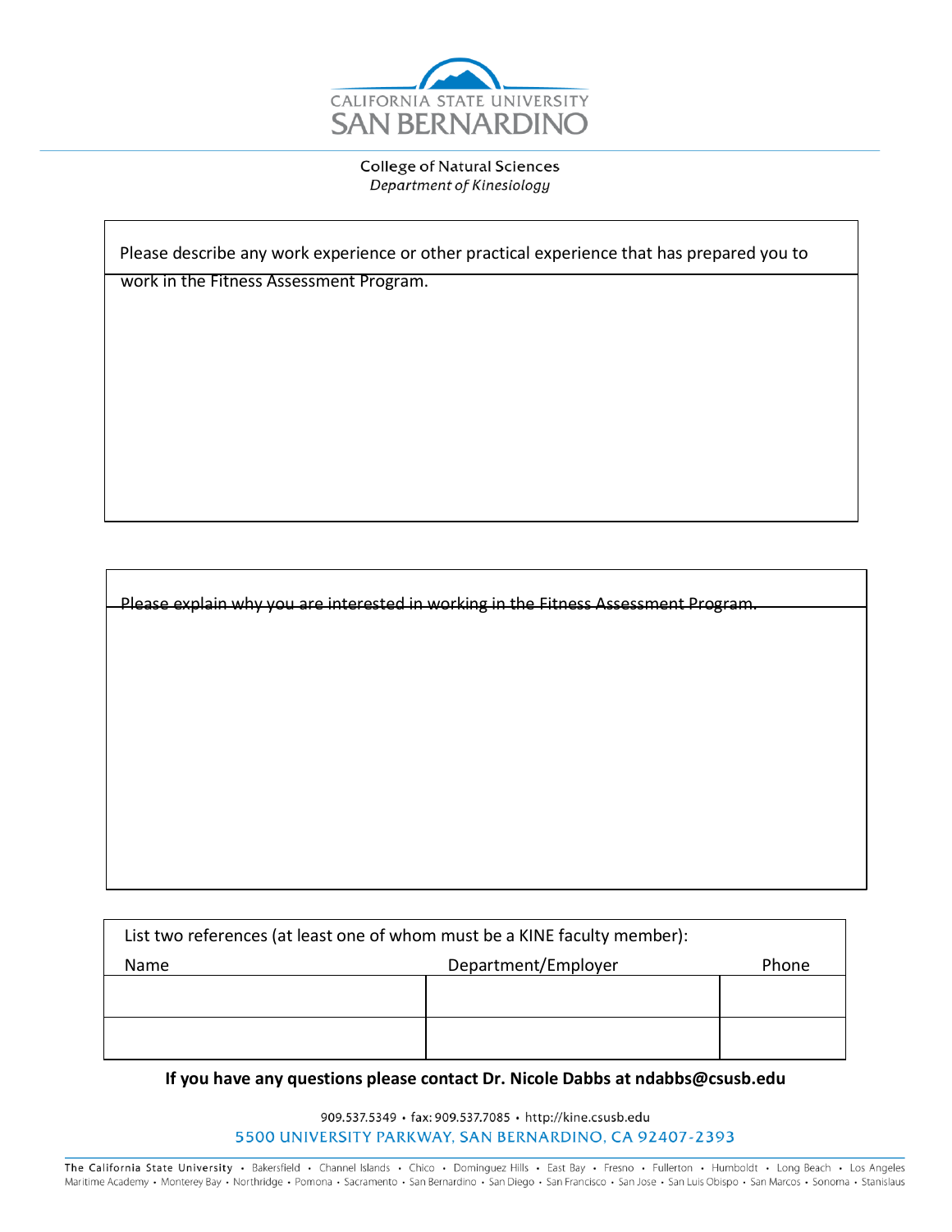CALIFORNIA STATE UNIVERSITY
SAN BERNARDINO

College of Natural Sciences
*Department of Kinesiology*

Please describe any work experience or other practical experience that has prepared you to work in the Fitness Assessment Program.

Please explain why you are interested in working in the Fitness Assessment Program.

List two references (at least one of whom must be a KINE faculty member):

| Name | Department/Employer | Phone |
| --- | --- | --- |
| | | |
| | | |

**If you have any questions please contact Dr. Nicole Dabbs at ndabbs@csusb.edu**

909.537.5349 • fax: 909.537.7085 • http://kine.csusb.edu
5500 UNIVERSITY PARKWAY, SAN BERNARDINO, CA 92407-2393

The California State University • Bakersfield • Channel Islands • Chico • Dominguez Hills • East Bay • Fresno • Fullerton • Humboldt • Long Beach • Los Angeles
Maritime Academy • Monterey Bay • Northridge • Pomona • Sacramento • San Bernardino • San Diego • San Francisco • San Jose • San Luis Obispo • San Marcos • Sonoma • Stanislaus